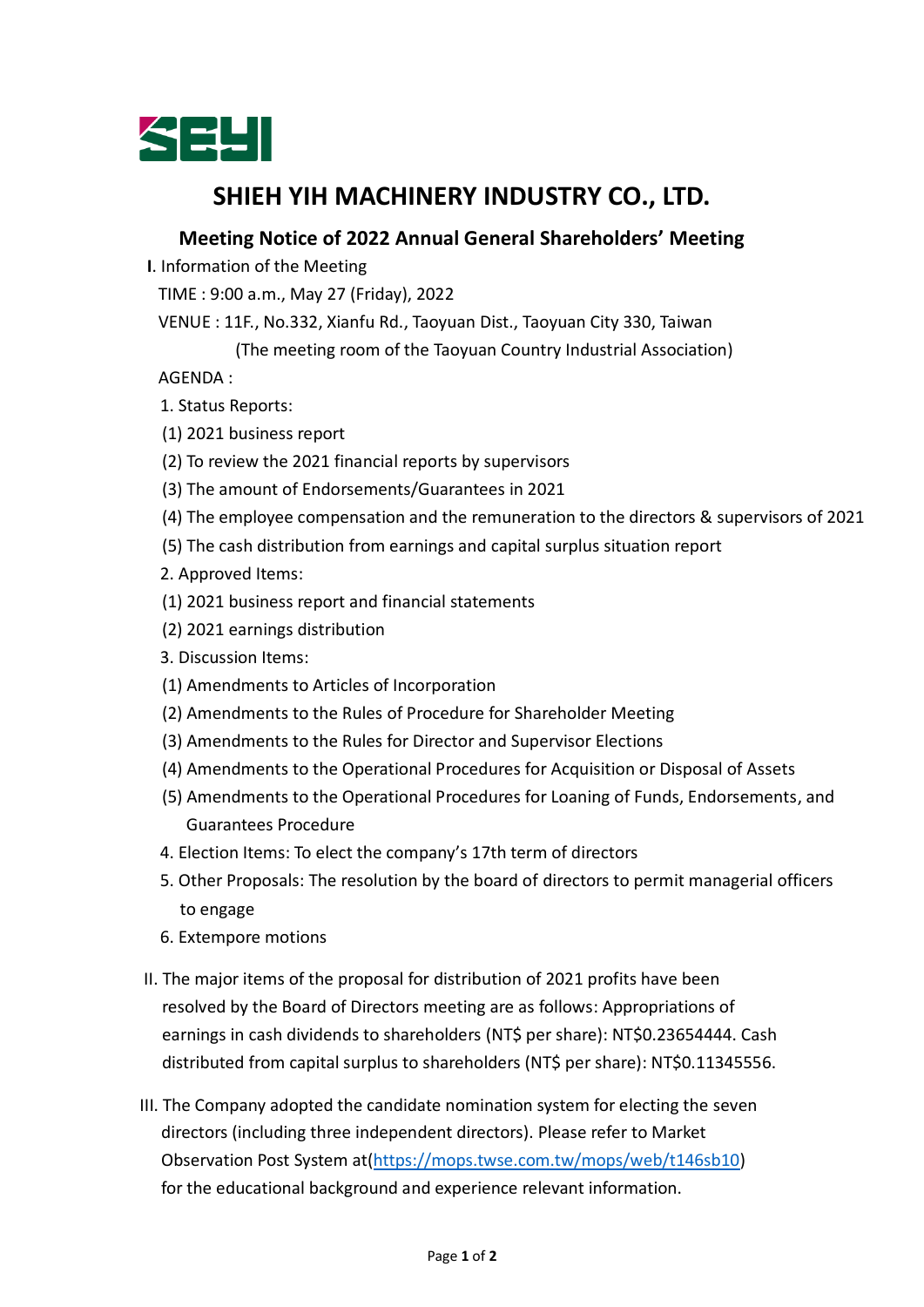# SHIEH YIH MACHINERY INDUSTRY CO., LTD.

## Meeting Notice of 2022 Annual General Shareholders' Meeting

I. Information of the Meeting

TIME : 9:00 a.m., May 27 (Friday), 2022

VENUE : 11F., No.332, Xianfu Rd., Taoyuan Dist., Taoyuan City 330, Taiwan
(The meeting room of the Taoyuan Country Industrial Association)

AGENDA :

1. Status Reports:
   (1) 2021 business report
   (2) To review the 2021 financial reports by supervisors
   (3) The amount of Endorsements/Guarantees in 2021
   (4) The employee compensation and the remuneration to the directors & supervisors of 2021
   (5) The cash distribution from earnings and capital surplus situation report
2. Approved Items:
   (1) 2021 business report and financial statements
   (2) 2021 earnings distribution
3. Discussion Items:
   (1) Amendments to Articles of Incorporation
   (2) Amendments to the Rules of Procedure for Shareholder Meeting
   (3) Amendments to the Rules for Director and Supervisor Elections
   (4) Amendments to the Operational Procedures for Acquisition or Disposal of Assets
   (5) Amendments to the Operational Procedures for Loaning of Funds, Endorsements, and Guarantees Procedure
4. Election Items: To elect the company's 17th term of directors
5. Other Proposals: The resolution by the board of directors to permit managerial officers to engage
6. Extempore motions

II. The major items of the proposal for distribution of 2021 profits have been resolved by the Board of Directors meeting are as follows: Appropriations of earnings in cash dividends to shareholders (NT$ per share): NT$0.23654444. Cash distributed from capital surplus to shareholders (NT$ per share): NT$0.11345556.

III. The Company adopted the candidate nomination system for electing the seven directors (including three independent directors). Please refer to Market Observation Post System at(https://mops.twse.com.tw/mops/web/t146sb10) for the educational background and experience relevant information.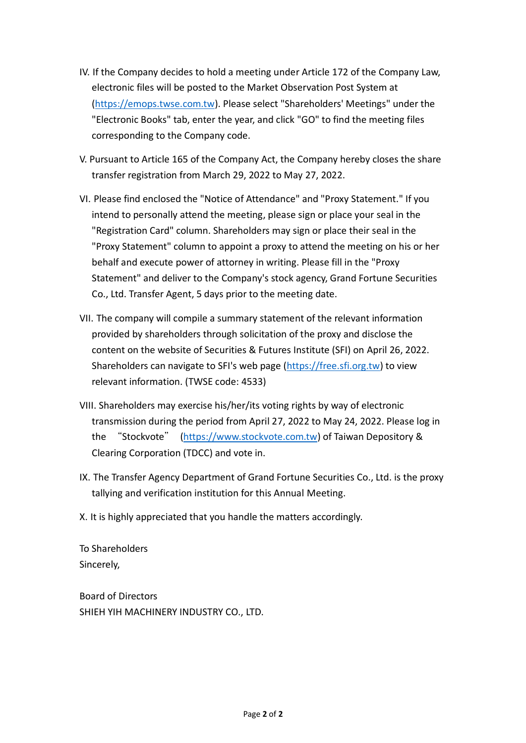IV. If the Company decides to hold a meeting under Article 172 of the Company Law, electronic files will be posted to the Market Observation Post System at (https://emops.twse.com.tw). Please select "Shareholders' Meetings" under the "Electronic Books" tab, enter the year, and click "GO" to find the meeting files corresponding to the Company code.

V. Pursuant to Article 165 of the Company Act, the Company hereby closes the share transfer registration from March 29, 2022 to May 27, 2022.

VI. Please find enclosed the "Notice of Attendance" and "Proxy Statement." If you intend to personally attend the meeting, please sign or place your seal in the "Registration Card" column. Shareholders may sign or place their seal in the "Proxy Statement" column to appoint a proxy to attend the meeting on his or her behalf and execute power of attorney in writing. Please fill in the "Proxy Statement" and deliver to the Company's stock agency, Grand Fortune Securities Co., Ltd. Transfer Agent, 5 days prior to the meeting date.

VII. The company will compile a summary statement of the relevant information provided by shareholders through solicitation of the proxy and disclose the content on the website of Securities & Futures Institute (SFI) on April 26, 2022. Shareholders can navigate to SFI's web page (https://free.sfi.org.tw) to view relevant information. (TWSE code: 4533)

VIII. Shareholders may exercise his/her/its voting rights by way of electronic transmission during the period from April 27, 2022 to May 24, 2022. Please log in the “Stockvote” (https://www.stockvote.com.tw) of Taiwan Depository & Clearing Corporation (TDCC) and vote in.

IX. The Transfer Agency Department of Grand Fortune Securities Co., Ltd. is the proxy tallying and verification institution for this Annual Meeting.

X. It is highly appreciated that you handle the matters accordingly.

To Shareholders
Sincerely,

Board of Directors
SHIEH YIH MACHINERY INDUSTRY CO., LTD.